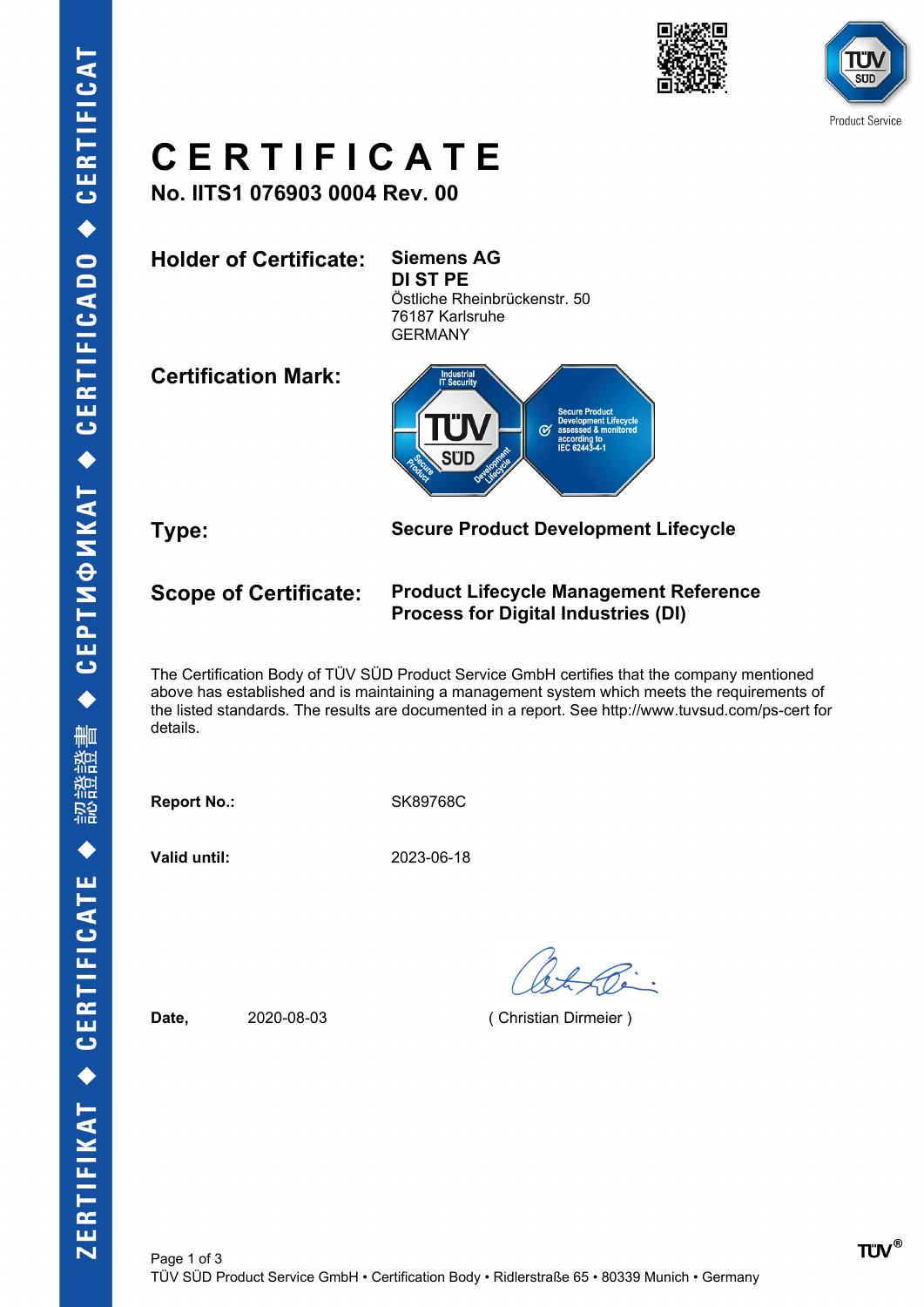# CERTIFICATE

**No. IITS1 076903 0004 Rev. 00**

| | |
|---|---|
| **Holder of Certificate:** | **Siemens AG**<br>**DI ST PE**<br>Östliche Rheinbrückenstr. 50<br>76187 Karlsruhe<br>GERMANY |
| **Certification Mark:** | |
| **Type:** | **Secure Product Development Lifecycle** |
| **Scope of Certificate:** | **Product Lifecycle Management Reference Process for Digital Industries (DI)** |

The Certification Body of TÜV SÜD Product Service GmbH certifies that the company mentioned above has established and is maintaining a management system which meets the requirements of the listed standards. The results are documented in a report. See http://www.tuvsud.com/ps-cert for details.

**Report No.:** SK89768C

**Valid until:** 2023-06-18

**Date,** 2020-08-03

( Christian Dirmeier )

TÜV SÜD Product Service GmbH • Certification Body • Ridlerstraße 65 • 80339 Munich • Germany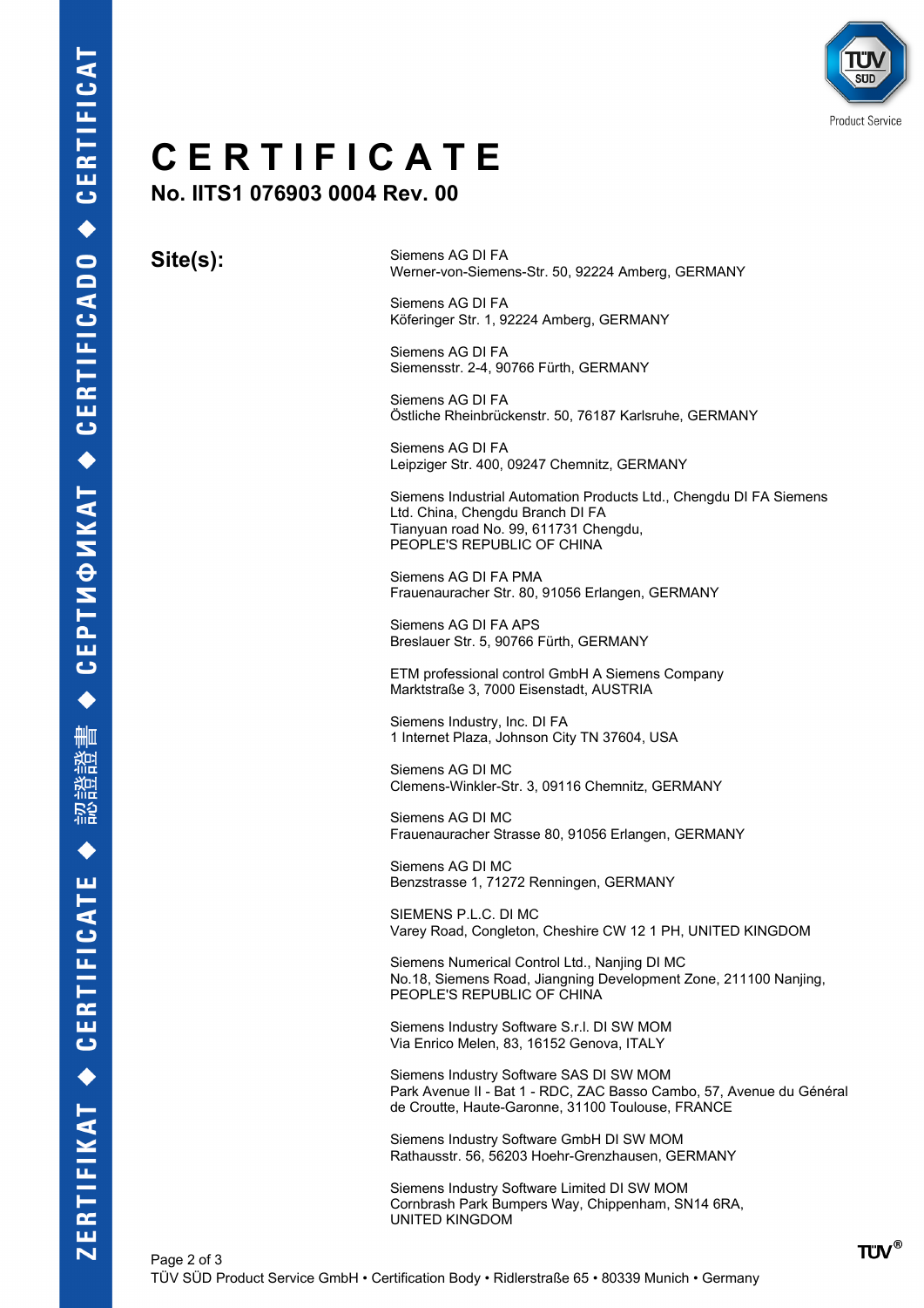# CERTIFICATE

## No. IITS1 076903 0004 Rev. 00

**Site(s):**

Siemens AG DI FA
Werner-von-Siemens-Str. 50, 92224 Amberg, GERMANY

Siemens AG DI FA
Köferinger Str. 1, 92224 Amberg, GERMANY

Siemens AG DI FA
Siemensstr. 2-4, 90766 Fürth, GERMANY

Siemens AG DI FA
Östliche Rheinbrückenstr. 50, 76187 Karlsruhe, GERMANY

Siemens AG DI FA
Leipziger Str. 400, 09247 Chemnitz, GERMANY

Siemens Industrial Automation Products Ltd., Chengdu DI FA Siemens Ltd. China, Chengdu Branch DI FA
Tianyuan road No. 99, 611731 Chengdu,
PEOPLE'S REPUBLIC OF CHINA

Siemens AG DI FA PMA
Frauenauracher Str. 80, 91056 Erlangen, GERMANY

Siemens AG DI FA APS
Breslauer Str. 5, 90766 Fürth, GERMANY

ETM professional control GmbH A Siemens Company
Marktstraße 3, 7000 Eisenstadt, AUSTRIA

Siemens Industry, Inc. DI FA
1 Internet Plaza, Johnson City TN 37604, USA

Siemens AG DI MC
Clemens-Winkler-Str. 3, 09116 Chemnitz, GERMANY

Siemens AG DI MC
Frauenauracher Strasse 80, 91056 Erlangen, GERMANY

Siemens AG DI MC
Benzstrasse 1, 71272 Renningen, GERMANY

SIEMENS P.L.C. DI MC
Varey Road, Congleton, Cheshire CW 12 1 PH, UNITED KINGDOM

Siemens Numerical Control Ltd., Nanjing DI MC
No.18, Siemens Road, Jiangning Development Zone, 211100 Nanjing,
PEOPLE'S REPUBLIC OF CHINA

Siemens Industry Software S.r.l. DI SW MOM
Via Enrico Melen, 83, 16152 Genova, ITALY

Siemens Industry Software SAS DI SW MOM
Park Avenue II - Bat 1 - RDC, ZAC Basso Cambo, 57, Avenue du Général de Croutte, Haute-Garonne, 31100 Toulouse, FRANCE

Siemens Industry Software GmbH DI SW MOM
Rathausstr. 56, 56203 Hoehr-Grenzhausen, GERMANY

Siemens Industry Software Limited DI SW MOM
Cornbrash Park Bumpers Way, Chippenham, SN14 6RA,
UNITED KINGDOM

TÜV SÜD Product Service GmbH • Certification Body • Ridlerstraße 65 • 80339 Munich • Germany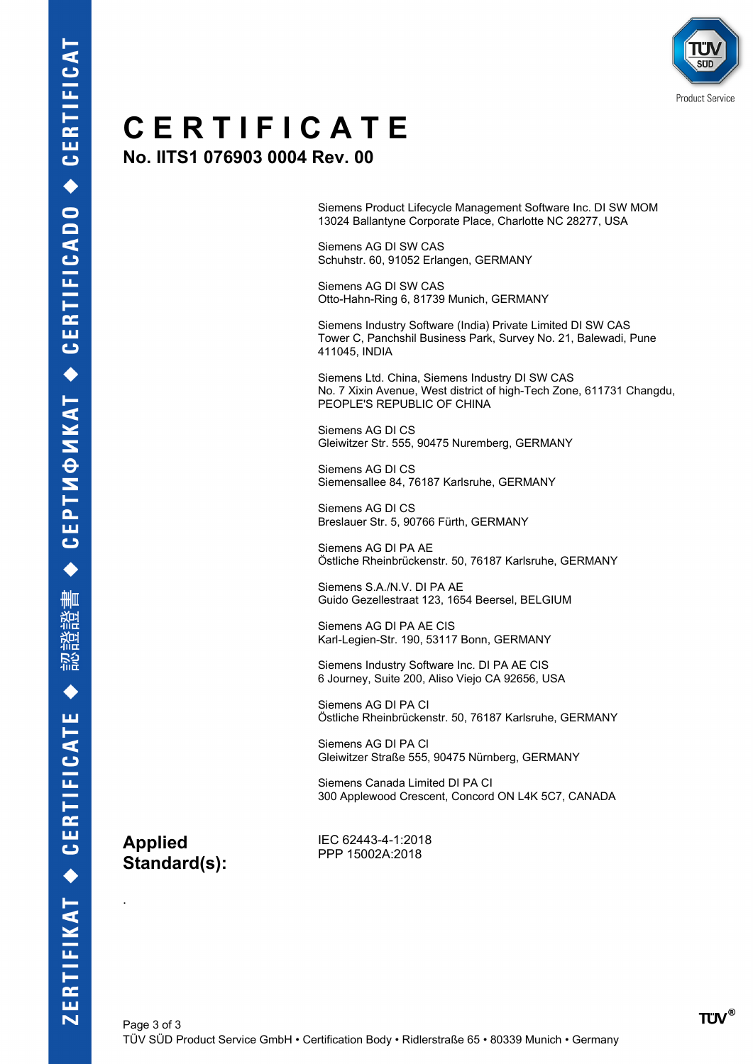# CERTIFICATE

## No. IITS1 076903 0004 Rev. 00

Siemens Product Lifecycle Management Software Inc. DI SW MOM
13024 Ballantyne Corporate Place, Charlotte NC 28277, USA

Siemens AG DI SW CAS
Schuhstr. 60, 91052 Erlangen, GERMANY

Siemens AG DI SW CAS
Otto-Hahn-Ring 6, 81739 Munich, GERMANY

Siemens Industry Software (India) Private Limited DI SW CAS
Tower C, Panchshil Business Park, Survey No. 21, Balewadi, Pune
411045, INDIA

Siemens Ltd. China, Siemens Industry DI SW CAS
No. 7 Xixin Avenue, West district of high-Tech Zone, 611731 Changdu,
PEOPLE'S REPUBLIC OF CHINA

Siemens AG DI CS
Gleiwitzer Str. 555, 90475 Nuremberg, GERMANY

Siemens AG DI CS
Siemensallee 84, 76187 Karlsruhe, GERMANY

Siemens AG DI CS
Breslauer Str. 5, 90766 Fürth, GERMANY

Siemens AG DI PA AE
Östliche Rheinbrückenstr. 50, 76187 Karlsruhe, GERMANY

Siemens S.A./N.V. DI PA AE
Guido Gezellestraat 123, 1654 Beersel, BELGIUM

Siemens AG DI PA AE CIS
Karl-Legien-Str. 190, 53117 Bonn, GERMANY

Siemens Industry Software Inc. DI PA AE CIS
6 Journey, Suite 200, Aliso Viejo CA 92656, USA

Siemens AG DI PA CI
Östliche Rheinbrückenstr. 50, 76187 Karlsruhe, GERMANY

Siemens AG DI PA CI
Gleiwitzer Straße 555, 90475 Nürnberg, GERMANY

Siemens Canada Limited DI PA CI
300 Applewood Crescent, Concord ON L4K 5C7, CANADA

**Applied Standard(s):**

IEC 62443-4-1:2018
PPP 15002A:2018

TÜV SÜD Product Service GmbH • Certification Body • Ridlerstraße 65 • 80339 Munich • Germany